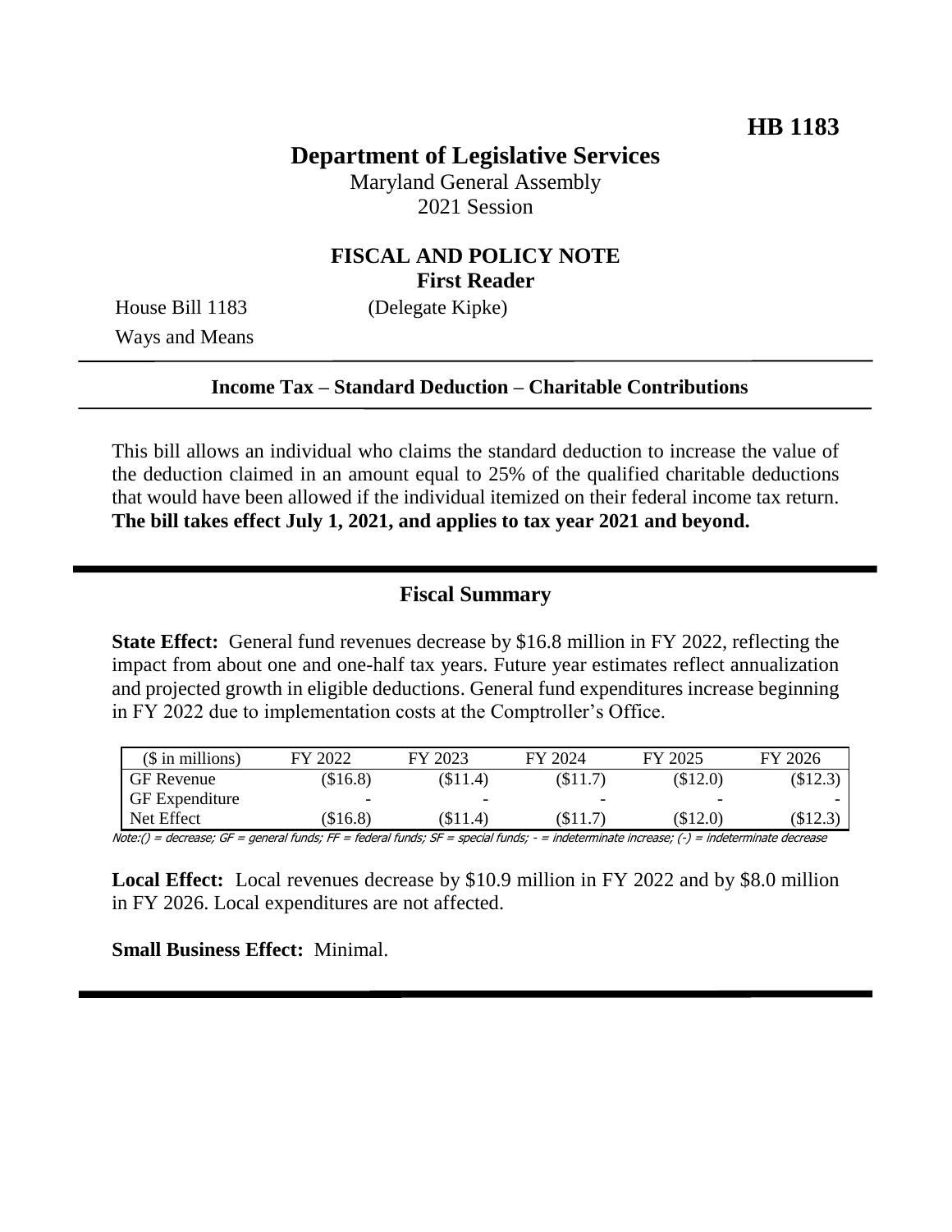**HB 1183**

# Department of Legislative Services

Maryland General Assembly
2021 Session

## FISCAL AND POLICY NOTE
**First Reader**

House Bill 1183 (Delegate Kipke)
Ways and Means

**Income Tax – Standard Deduction – Charitable Contributions**

This bill allows an individual who claims the standard deduction to increase the value of the deduction claimed in an amount equal to 25% of the qualified charitable deductions that would have been allowed if the individual itemized on their federal income tax return. **The bill takes effect July 1, 2021, and applies to tax year 2021 and beyond.**

## Fiscal Summary

**State Effect:** General fund revenues decrease by $16.8 million in FY 2022, reflecting the impact from about one and one-half tax years. Future year estimates reflect annualization and projected growth in eligible deductions. General fund expenditures increase beginning in FY 2022 due to implementation costs at the Comptroller's Office.

| ($ in millions) | FY 2022 | FY 2023 | FY 2024 | FY 2025 | FY 2026 |
|---|---|---|---|---|---|
| GF Revenue | ($16.8) | ($11.4) | ($11.7) | ($12.0) | ($12.3) |
| GF Expenditure | - | - | - | - | - |
| Net Effect | ($16.8) | ($11.4) | ($11.7) | ($12.0) | ($12.3) |

Note:() = decrease; GF = general funds; FF = federal funds; SF = special funds; - = indeterminate increase; (-) = indeterminate decrease

**Local Effect:** Local revenues decrease by $10.9 million in FY 2022 and by $8.0 million in FY 2026. Local expenditures are not affected.

**Small Business Effect:** Minimal.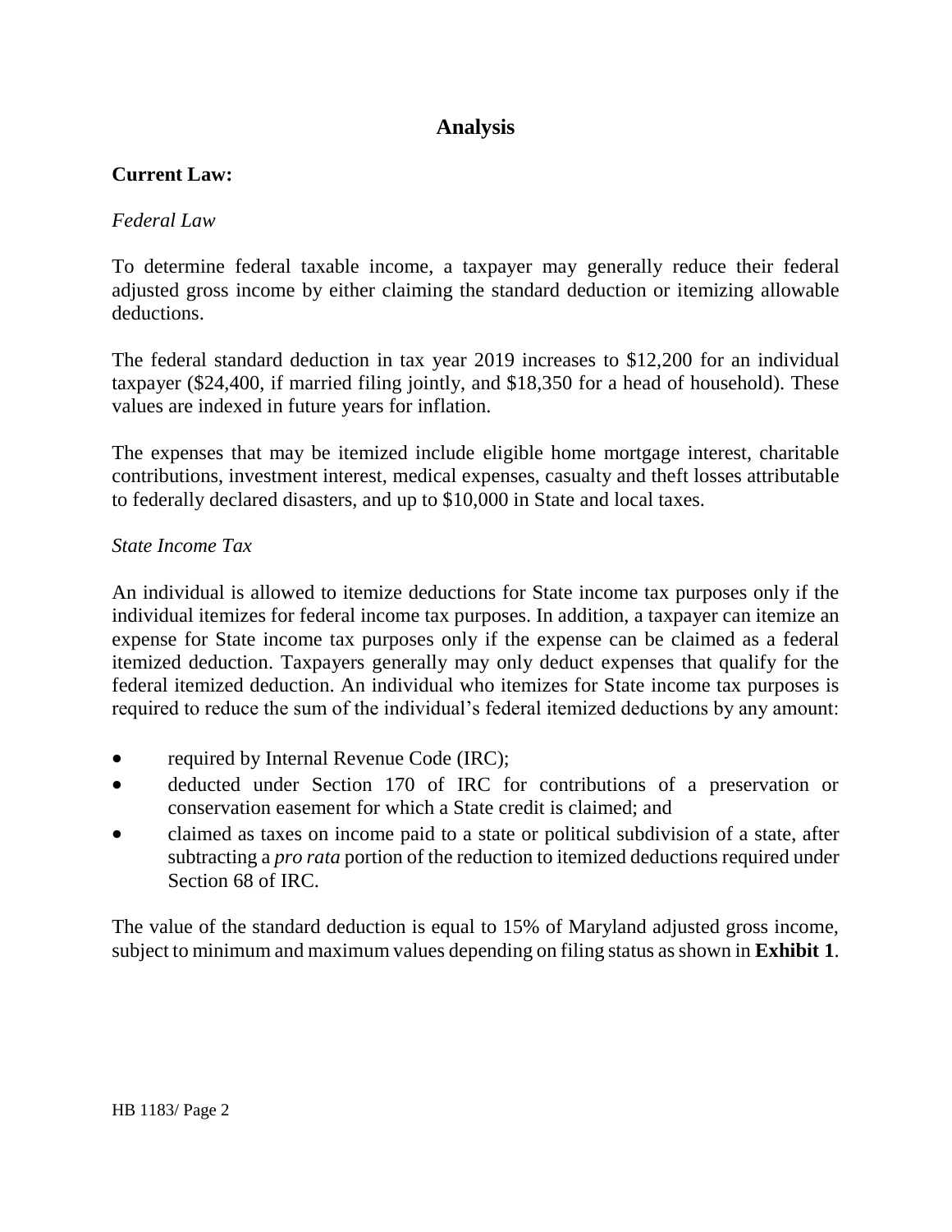## Analysis

**Current Law:**

*Federal Law*

To determine federal taxable income, a taxpayer may generally reduce their federal adjusted gross income by either claiming the standard deduction or itemizing allowable deductions.

The federal standard deduction in tax year 2019 increases to $12,200 for an individual taxpayer ($24,400, if married filing jointly, and $18,350 for a head of household). These values are indexed in future years for inflation.

The expenses that may be itemized include eligible home mortgage interest, charitable contributions, investment interest, medical expenses, casualty and theft losses attributable to federally declared disasters, and up to $10,000 in State and local taxes.

*State Income Tax*

An individual is allowed to itemize deductions for State income tax purposes only if the individual itemizes for federal income tax purposes. In addition, a taxpayer can itemize an expense for State income tax purposes only if the expense can be claimed as a federal itemized deduction. Taxpayers generally may only deduct expenses that qualify for the federal itemized deduction. An individual who itemizes for State income tax purposes is required to reduce the sum of the individual's federal itemized deductions by any amount:

- required by Internal Revenue Code (IRC);
- deducted under Section 170 of IRC for contributions of a preservation or conservation easement for which a State credit is claimed; and
- claimed as taxes on income paid to a state or political subdivision of a state, after subtracting a *pro rata* portion of the reduction to itemized deductions required under Section 68 of IRC.

The value of the standard deduction is equal to 15% of Maryland adjusted gross income, subject to minimum and maximum values depending on filing status as shown in **Exhibit 1**.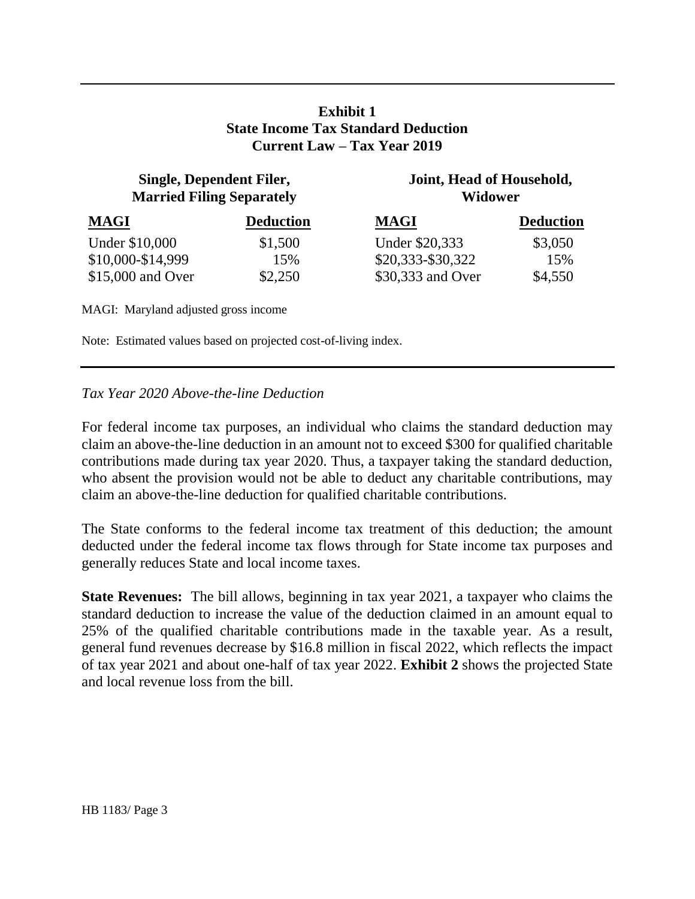**Exhibit 1**
**State Income Tax Standard Deduction**
**Current Law – Tax Year 2019**

| Single, Dependent Filer, Married Filing Separately | | Joint, Head of Household, Widower | |
|---|---|---|---|
| **MAGI** | **Deduction** | **MAGI** | **Deduction** |
| Under $10,000 | $1,500 | Under $20,333 | $3,050 |
| $10,000-$14,999 | 15% | $20,333-$30,322 | 15% |
| $15,000 and Over | $2,250 | $30,333 and Over | $4,550 |

MAGI: Maryland adjusted gross income

Note: Estimated values based on projected cost-of-living index.

*Tax Year 2020 Above-the-line Deduction*

For federal income tax purposes, an individual who claims the standard deduction may claim an above-the-line deduction in an amount not to exceed $300 for qualified charitable contributions made during tax year 2020. Thus, a taxpayer taking the standard deduction, who absent the provision would not be able to deduct any charitable contributions, may claim an above-the-line deduction for qualified charitable contributions.

The State conforms to the federal income tax treatment of this deduction; the amount deducted under the federal income tax flows through for State income tax purposes and generally reduces State and local income taxes.

**State Revenues:** The bill allows, beginning in tax year 2021, a taxpayer who claims the standard deduction to increase the value of the deduction claimed in an amount equal to 25% of the qualified charitable contributions made in the taxable year. As a result, general fund revenues decrease by $16.8 million in fiscal 2022, which reflects the impact of tax year 2021 and about one-half of tax year 2022. **Exhibit 2** shows the projected State and local revenue loss from the bill.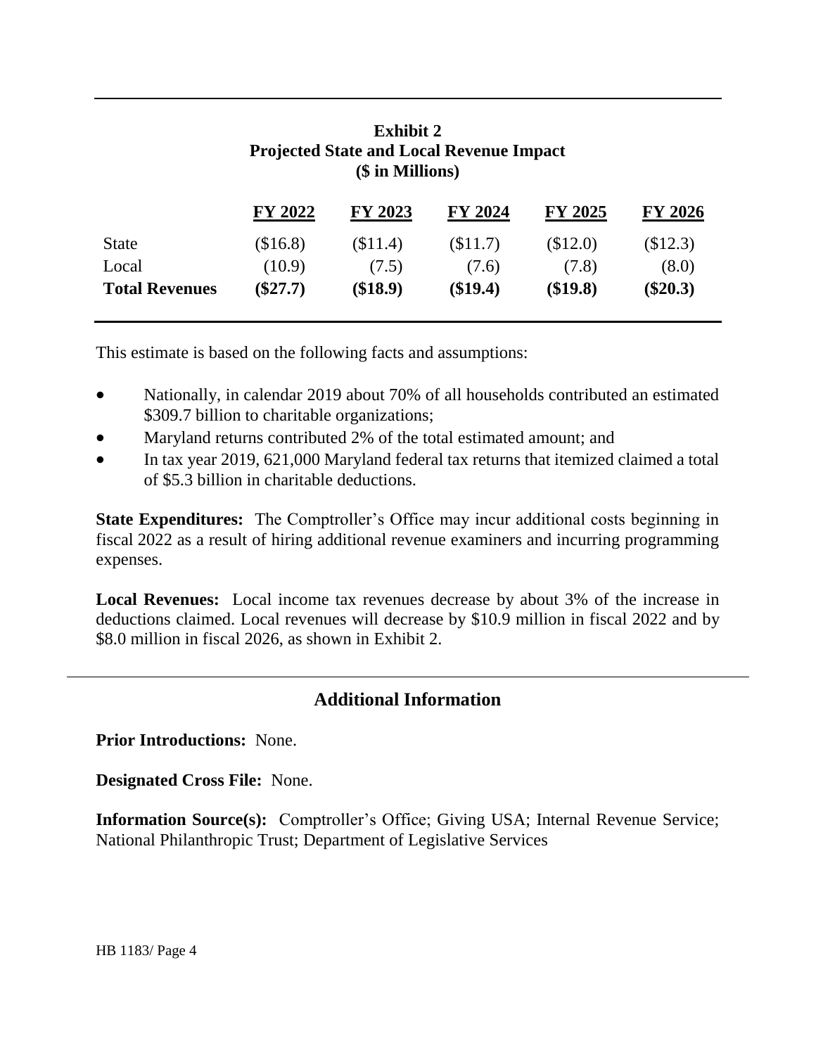**Exhibit 2**
**Projected State and Local Revenue Impact**
**($ in Millions)**

| | FY 2022 | FY 2023 | FY 2024 | FY 2025 | FY 2026 |
|---|---|---|---|---|---|
| State | ($16.8) | ($11.4) | ($11.7) | ($12.0) | ($12.3) |
| Local | (10.9) | (7.5) | (7.6) | (7.8) | (8.0) |
| **Total Revenues** | **($27.7)** | **($18.9)** | **($19.4)** | **($19.8)** | **($20.3)** |

This estimate is based on the following facts and assumptions:

- Nationally, in calendar 2019 about 70% of all households contributed an estimated $309.7 billion to charitable organizations;
- Maryland returns contributed 2% of the total estimated amount; and
- In tax year 2019, 621,000 Maryland federal tax returns that itemized claimed a total of $5.3 billion in charitable deductions.

**State Expenditures:** The Comptroller's Office may incur additional costs beginning in fiscal 2022 as a result of hiring additional revenue examiners and incurring programming expenses.

**Local Revenues:** Local income tax revenues decrease by about 3% of the increase in deductions claimed. Local revenues will decrease by $10.9 million in fiscal 2022 and by $8.0 million in fiscal 2026, as shown in Exhibit 2.

## Additional Information

**Prior Introductions:** None.

**Designated Cross File:** None.

**Information Source(s):** Comptroller's Office; Giving USA; Internal Revenue Service; National Philanthropic Trust; Department of Legislative Services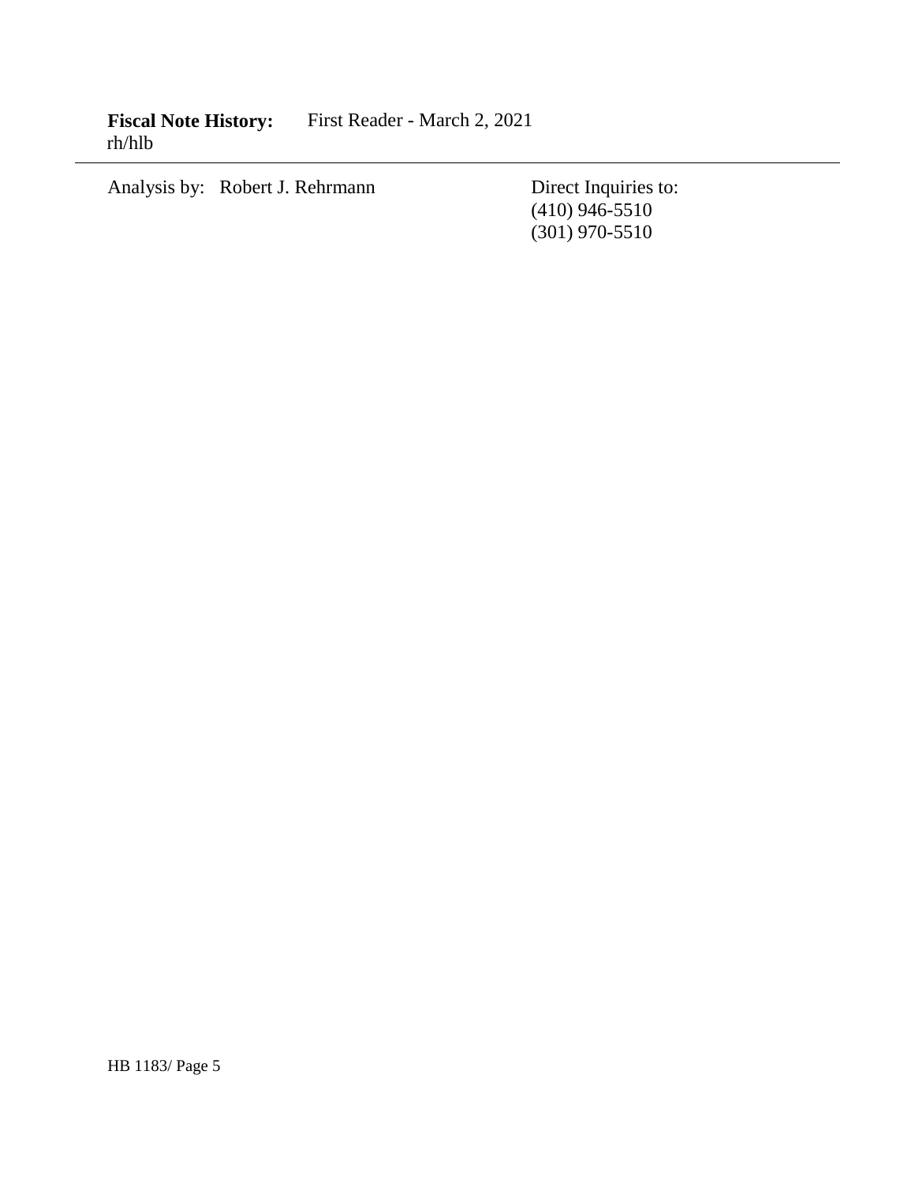**Fiscal Note History:** First Reader - March 2, 2021
rh/hlb

---

Analysis by: Robert J. Rehrmann

Direct Inquiries to:
(410) 946-5510
(301) 970-5510